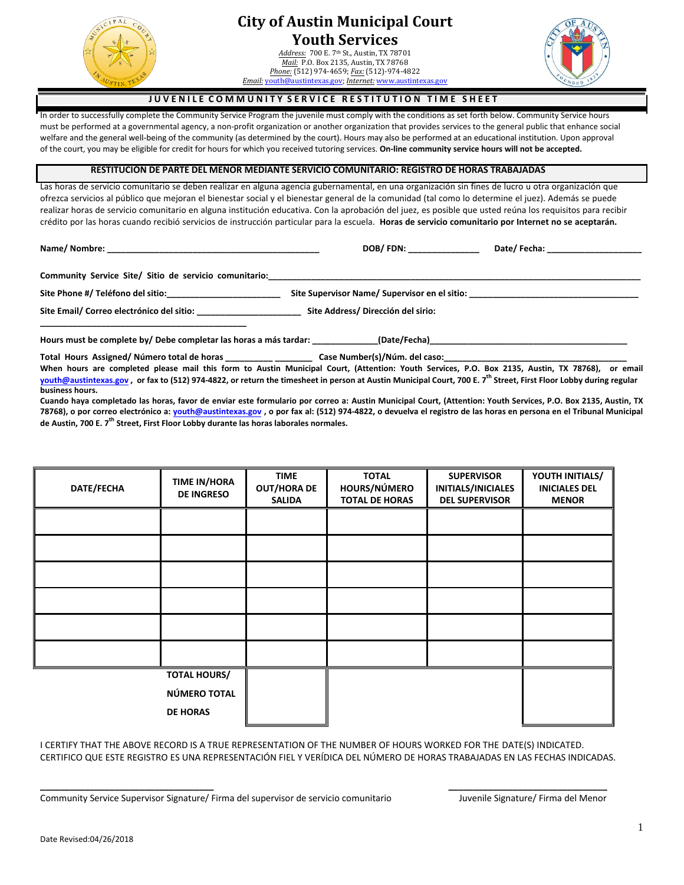# City of Austin Municipal Court
## Youth Services

*Address:* 700 E. 7th St., Austin, TX 78701
*Mail:* P.O. Box 2135, Austin, TX 78768
*Phone:* (512) 974-4659; *Fax:* (512)-974-4822
*Email:* youth@austintexas.gov; *Internet:* www.austintexas.gov

### JUVENILE COMMUNITY SERVICE RESTITUTION TIME SHEET

In order to successfully complete the Community Service Program the juvenile must comply with the conditions as set forth below. Community Service hours must be performed at a governmental agency, a non-profit organization or another organization that provides services to the general public that enhance social welfare and the general well-being of the community (as determined by the court). Hours may also be performed at an educational institution. Upon approval of the court, you may be eligible for credit for hours for which you received tutoring services. **On-line community service hours will not be accepted.**

### RESTITUCIÓN DE PARTE DEL MENOR MEDIANTE SERVICIO COMUNITARIO: REGISTRO DE HORAS TRABAJADAS

Las horas de servicio comunitario se deben realizar en alguna agencia gubernamental, en una organización sin fines de lucro u otra organización que ofrezca servicios al público que mejoran el bienestar social y el bienestar general de la comunidad (tal como lo determine el juez). Además se puede realizar horas de servicio comunitario en alguna institución educativa. Con la aprobación del juez, es posible que usted reúna los requisitos para recibir crédito por las horas cuando recibió servicios de instrucción particular para la escuela. **Horas de servicio comunitario por Internet no se aceptarán.**

**Name/ Nombre:** ______________________________ **DOB/ FDN:** _______________ **Date/ Fecha:** ____________________

**Community Service Site/ Sitio de servicio comunitario:** ____________________________________________

**Site Phone #/ Teléfono del sitio:** ________________________ **Site Supervisor Name/ Supervisor en el sitio:** ______________________

**Site Email/ Correo electrónico del sitio:** ______________________ **Site Address/ Dirección del sirio:** ____________________________

**Hours must be complete by/ Debe completar las horas a más tardar:** _____________**(Date/Fecha)**__________________________

**Total Hours Assigned/ Número total de horas** __________ ________ **Case Number(s)/Núm. del caso:**______________________

**When hours are completed please mail this form to Austin Municipal Court, (Attention: Youth Services, P.O. Box 2135, Austin, TX 78768), or email youth@austintexas.gov , or fax to (512) 974-4822, or return the timesheet in person at Austin Municipal Court, 700 E. 7th Street, First Floor Lobby during regular business hours.**

**Cuando haya completado las horas, favor de enviar este formulario por correo a: Austin Municipal Court, (Attention: Youth Services, P.O. Box 2135, Austin, TX 78768), o por correo electrónico a: youth@austintexas.gov , o por fax al: (512) 974-4822, o devuelva el registro de las horas en persona en el Tribunal Municipal de Austin, 700 E. 7th Street, First Floor Lobby durante las horas laborales normales.**

| DATE/FECHA | TIME IN/HORA DE INGRESO | TIME OUT/HORA DE SALIDA | TOTAL HOURS/NÚMERO TOTAL DE HORAS | SUPERVISOR INITIALS/INICIALES DEL SUPERVISOR | YOUTH INITIALS/ INICIALES DEL MENOR |
|---|---|---|---|---|---|
| | | | | | |
| | | | | | |
| | | | | | |
| | | | | | |
| | | | | | |
| | | | | | |
| | TOTAL HOURS/ NÚMERO TOTAL DE HORAS | | | | |

I CERTIFY THAT THE ABOVE RECORD IS A TRUE REPRESENTATION OF THE NUMBER OF HOURS WORKED FOR THE DATE(S) INDICATED.
CERTIFICO QUE ESTE REGISTRO ES UNA REPRESENTACIÓN FIEL Y VERÍDICA DEL NÚMERO DE HORAS TRABAJADAS EN LAS FECHAS INDICADAS.

________________________________ ________________________________
Community Service Supervisor Signature/ Firma del supervisor de servicio comunitario    Juvenile Signature/ Firma del Menor

Date Revised:04/26/2018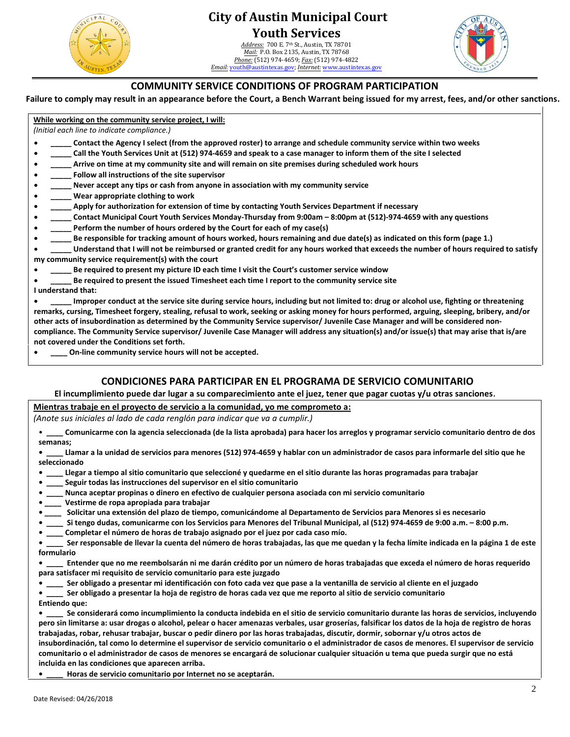# City of Austin Municipal Court

## Youth Services

*Address:* 700 E. 7th St., Austin, TX 78701
*Mail:* P.O. Box 2135, Austin, TX 78768
*Phone:* (512) 974-4659; *Fax:* (512) 974-4822
*Email:* youth@austintexas.gov; *Internet:* www.austintexas.gov

## COMMUNITY SERVICE CONDITIONS OF PROGRAM PARTICIPATION

**Failure to comply may result in an appearance before the Court, a Bench Warrant being issued for my arrest, fees, and/or other sanctions.**

**While working on the community service project, I will:**

*(Initial each line to indicate compliance.)*

- **_____ Contact the Agency I select (from the approved roster) to arrange and schedule community service within two weeks**
- **_____ Call the Youth Services Unit at (512) 974-4659 and speak to a case manager to inform them of the site I selected**
- **_____ Arrive on time at my community site and will remain on site premises during scheduled work hours**
- **_____ Follow all instructions of the site supervisor**
- **_____ Never accept any tips or cash from anyone in association with my community service**
- **_____ Wear appropriate clothing to work**
- **_____ Apply for authorization for extension of time by contacting Youth Services Department if necessary**
- **_____ Contact Municipal Court Youth Services Monday-Thursday from 9:00am – 8:00pm at (512)-974-4659 with any questions**
- **_____ Perform the number of hours ordered by the Court for each of my case(s)**
- **_____ Be responsible for tracking amount of hours worked, hours remaining and due date(s) as indicated on this form (page 1.)**
- **_____ Understand that I will not be reimbursed or granted credit for any hours worked that exceeds the number of hours required to satisfy my community service requirement(s) with the court**
- **_____ Be required to present my picture ID each time I visit the Court's customer service window**
- **_____ Be required to present the issued Timesheet each time I report to the community service site**

**I understand that:**

- **_____ Improper conduct at the service site during service hours, including but not limited to: drug or alcohol use, fighting or threatening remarks, cursing, Timesheet forgery, stealing, refusal to work, seeking or asking money for hours performed, arguing, sleeping, bribery, and/or other acts of insubordination as determined by the Community Service supervisor/ Juvenile Case Manager and will be considered non-compliance. The Community Service supervisor/ Juvenile Case Manager will address any situation(s) and/or issue(s) that may arise that is/are not covered under the Conditions set forth.**
- **____ On-line community service hours will not be accepted.**

## CONDICIONES PARA PARTICIPAR EN EL PROGRAMA DE SERVICIO COMUNITARIO

**El incumplimiento puede dar lugar a su comparecimiento ante el juez, tener que pagar cuotas y/u otras sanciones.**

**Mientras trabaje en el proyecto de servicio a la comunidad, yo me comprometo a:**

*(Anote sus iniciales al lado de cada renglón para indicar que va a cumplir.)*

- **____ Comunicarme con la agencia seleccionada (de la lista aprobada) para hacer los arreglos y programar servicio comunitario dentro de dos semanas;**
- **____ Llamar a la unidad de servicios para menores (512) 974-4659 y hablar con un administrador de casos para informarle del sitio que he seleccionado**
- **____ Llegar a tiempo al sitio comunitario que seleccioné y quedarme en el sitio durante las horas programadas para trabajar**
- **____ Seguir todas las instrucciones del supervisor en el sitio comunitario**
- **____ Nunca aceptar propinas o dinero en efectivo de cualquier persona asociada con mi servicio comunitario**
- **____ Vestirme de ropa apropiada para trabajar**
- **____ Solicitar una extensión del plazo de tiempo, comunicándome al Departamento de Servicios para Menores si es necesario**
- **____ Si tengo dudas, comunicarme con los Servicios para Menores del Tribunal Municipal, al (512) 974-4659 de 9:00 a.m. – 8:00 p.m.**
- **____ Completar el número de horas de trabajo asignado por el juez por cada caso mío.**
- **____ Ser responsable de llevar la cuenta del número de horas trabajadas, las que me quedan y la fecha límite indicada en la página 1 de este formulario**
- **____ Entender que no me reembolsarán ni me darán crédito por un número de horas trabajadas que exceda el número de horas requerido para satisfacer mi requisito de servicio comunitario para este juzgado**
- **____ Ser obligado a presentar mi identificación con foto cada vez que pase a la ventanilla de servicio al cliente en el juzgado**
- **____ Ser obligado a presentar la hoja de registro de horas cada vez que me reporto al sitio de servicio comunitario**

**Entiendo que:**

- **____ Se considerará como incumplimiento la conducta indebida en el sitio de servicio comunitario durante las horas de servicios, incluyendo pero sin limitarse a: usar drogas o alcohol, pelear o hacer amenazas verbales, usar groserías, falsificar los datos de la hoja de registro de horas trabajadas, robar, rehusar trabajar, buscar o pedir dinero por las horas trabajadas, discutir, dormir, sobornar y/u otros actos de insubordinación, tal como lo determine el supervisor de servicio comunitario o el administrador de casos de menores. El supervisor de servicio comunitario o el administrador de casos de menores se encargará de solucionar cualquier situación u tema que pueda surgir que no está incluida en las condiciones que aparecen arriba.**
- **____ Horas de servicio comunitario por Internet no se aceptarán.**

Date Revised: 04/26/2018